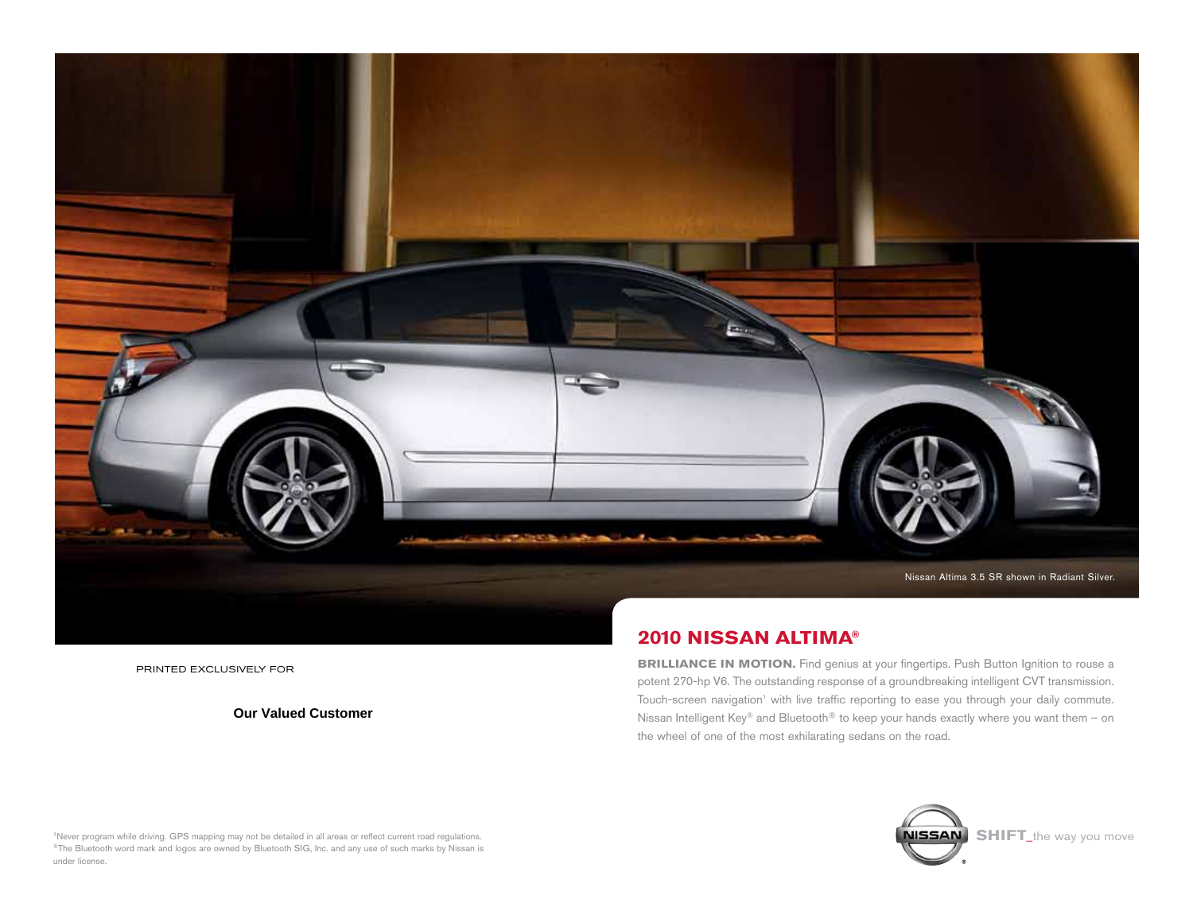Nissan Altima 3.5 SR shown in Radiant Silver.

PRINTED EXCLUSIVELY FOR

**Our Valued Customer**

## 2010 NISSAN ALTIMA®

**BRILLIANCE IN MOTION.** Find genius at your fingertips. Push Button Ignition to rouse a potent 270-hp V6. The outstanding response of a groundbreaking intelligent CVT transmission. Touch-screen navigation[1] with live traffic reporting to ease you through your daily commute. Nissan Intelligent Key® and Bluetooth® to keep your hands exactly where you want them – on the wheel of one of the most exhilarating sedans on the road.

[1]Never program while driving. GPS mapping may not be detailed in all areas or reflect current road regulations. ®The Bluetooth word mark and logos are owned by Bluetooth SIG, Inc. and any use of such marks by Nissan is under license.

NISSAN® **SHIFT_**the way you move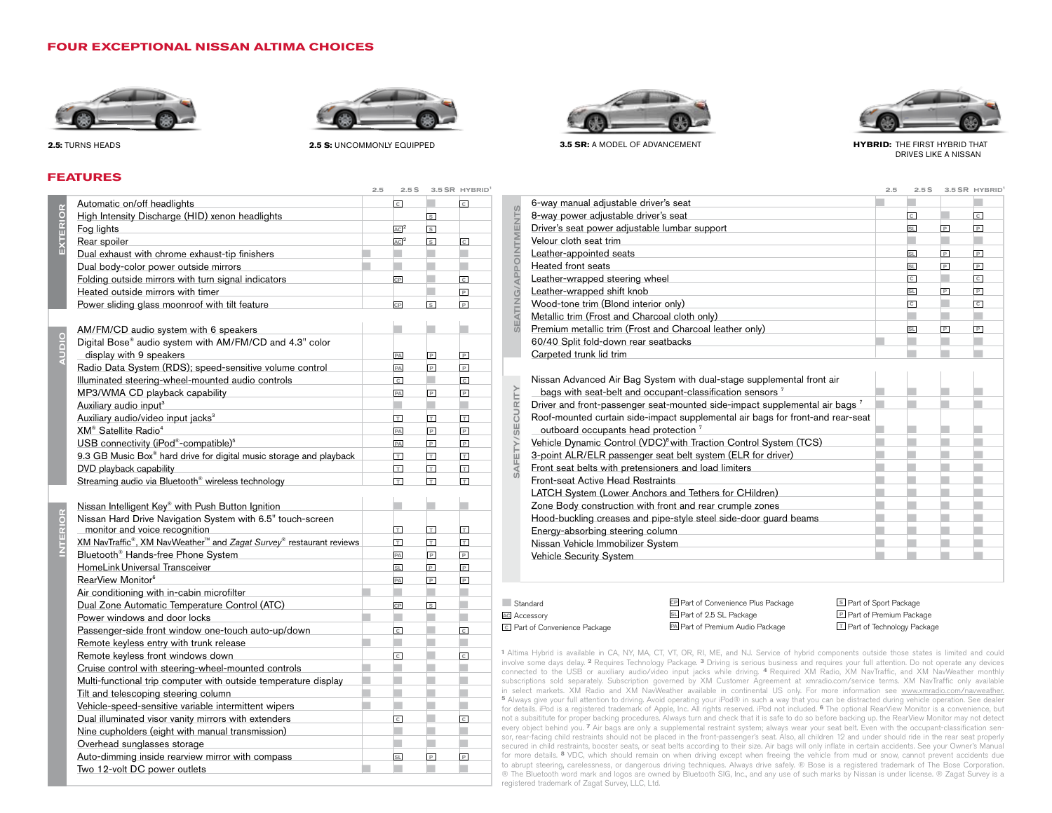## FOUR EXCEPTIONAL NISSAN ALTIMA CHOICES

**2.5:** TURNS HEADS

**2.5 S:** UNCOMMONLY EQUIPPED

**3.5 SR:** A MODEL OF ADVANCEMENT

**HYBRID:** THE FIRST HYBRID THAT DRIVES LIKE A NISSAN

## FEATURES

| | Feature | 2.5 | 2.5 S | 3.5 SR | HYBRID[1] |
|---|---|---|---|---|---|
| EXTERIOR | Automatic on/off headlights | | C | | C |
| | High Intensity Discharge (HID) xenon headlights | | | S | |
| | Fog lights | | AC[2] | S | |
| | Rear spoiler | | AC[2] | S | C |
| | Dual exhaust with chrome exhaust-tip finishers | ■ | ■ | ■ | ■ |
| | Dual body-color power outside mirrors | ■ | ■ | ■ | ■ |
| | Folding outside mirrors with turn signal indicators | | CP | ■ | C |
| | Heated outside mirrors with timer | | | ■ | P |
| | Power sliding glass moonroof with tilt feature | | CP | S | P |
| AUDIO | AM/FM/CD audio system with 6 speakers | | ■ | ■ | ■ |
| | Digital Bose® audio system with AM/FM/CD and 4.3" color display with 9 speakers | | PA | P | P |
| | Radio Data System (RDS); speed-sensitive volume control | | PA | P | P |
| | Illuminated steering-wheel-mounted audio controls | | C | ■ | C |
| | MP3/WMA CD playback capability | | PA | P | P |
| | Auxiliary audio input[3] | | ■ | ■ | ■ |
| | Auxiliary audio/video input jacks[3] | | T | T | T |
| | XM® Satellite Radio[4] | | PA | P | P |
| | USB connectivity (iPod®-compatible)[5] | | PA | P | P |
| | 9.3 GB Music Box® hard drive for digital music storage and playback | | T | T | T |
| | DVD playback capability | | T | T | T |
| | Streaming audio via Bluetooth® wireless technology | | T | T | T |
| INTERIOR | Nissan Intelligent Key® with Push Button Ignition | | ■ | ■ | ■ |
| | Nissan Hard Drive Navigation System with 6.5" touch-screen monitor and voice recognition | | T | T | T |
| | XM NavTraffic®, XM NavWeather™ and *Zagat Survey*® restaurant reviews | | T | T | T |
| | Bluetooth® Hands-free Phone System | | PA | P | P |
| | HomeLink Universal Transceiver | | SL | P | P |
| | RearView Monitor[6] | | PA | P | P |
| | Air conditioning with in-cabin microfilter | ■ | ■ | ■ | ■ |
| | Dual Zone Automatic Temperature Control (ATC) | | CP | S | ■ |
| | Power windows and door locks | ■ | ■ | ■ | ■ |
| | Passenger-side front window one-touch auto-up/down | | C | ■ | C |
| | Remote keyless entry with trunk release | ■ | ■ | ■ | ■ |
| | Remote keyless front windows down | | C | ■ | C |
| | Cruise control with steering-wheel-mounted controls | ■ | ■ | ■ | ■ |
| | Multi-functional trip computer with outside temperature display | ■ | ■ | ■ | ■ |
| | Tilt and telescoping steering column | ■ | ■ | ■ | ■ |
| | Vehicle-speed-sensitive variable intermittent wipers | ■ | ■ | ■ | ■ |
| | Dual illuminated visor vanity mirrors with extenders | | C | ■ | C |
| | Nine cupholders (eight with manual transmission) | | ■ | ■ | ■ |
| | Overhead sunglasses storage | | ■ | ■ | ■ |
| | Auto-dimming inside rearview mirror with compass | | SL | P | P |
| | Two 12-volt DC power outlets | ■ | ■ | ■ | ■ |

| | Feature | 2.5 | 2.5 S | 3.5 SR | HYBRID[1] |
|---|---|---|---|---|---|
| SEATING/APPOINTMENTS | 6-way manual adjustable driver's seat | ■ | ■ | | ■ |
| | 8-way power adjustable driver's seat | | C | ■ | C |
| | Driver's seat power adjustable lumbar support | | SL | P | P |
| | Velour cloth seat trim | | ■ | ■ | ■ |
| | Leather-appointed seats | | SL | P | P |
| | Heated front seats | | SL | P | P |
| | Leather-wrapped steering wheel | | C | ■ | C |
| | Leather-wrapped shift knob | | SL | P | P |
| | Wood-tone trim (Blond interior only) | | C | ■ | C |
| | Metallic trim (Frost and Charcoal cloth only) | | ■ | ■ | ■ |
| | Premium metallic trim (Frost and Charcoal leather only) | | SL | P | P |
| | 60/40 Split fold-down rear seatbacks | ■ | ■ | ■ | ■ |
| | Carpeted trunk lid trim | | ■ | ■ | ■ |
| SAFETY/SECURITY | Nissan Advanced Air Bag System with dual-stage supplemental front air bags with seat-belt and occupant-classification sensors[7] | ■ | ■ | ■ | ■ |
| | Driver and front-passenger seat-mounted side-impact supplemental air bags[7] | ■ | ■ | ■ | ■ |
| | Roof-mounted curtain side-impact supplemental air bags for front-and rear-seat outboard occupants head protection[7] | ■ | ■ | ■ | ■ |
| | Vehicle Dynamic Control (VDC)[8] with Traction Control System (TCS) | ■ | ■ | ■ | ■ |
| | 3-point ALR/ELR passenger seat belt system (ELR for driver) | ■ | ■ | ■ | ■ |
| | Front seat belts with pretensioners and load limiters | ■ | ■ | ■ | ■ |
| | Front-seat Active Head Restraints | ■ | ■ | ■ | ■ |
| | LATCH System (Lower Anchors and Tethers for CHildren) | ■ | ■ | ■ | ■ |
| | Zone Body construction with front and rear crumple zones | ■ | ■ | ■ | ■ |
| | Hood-buckling creases and pipe-style steel side-door guard beams | ■ | ■ | ■ | ■ |
| | Energy-absorbing steering column | ■ | ■ | ■ | ■ |
| | Nissan Vehicle Immobilizer System | ■ | ■ | ■ | ■ |
| | Vehicle Security System | ■ | ■ | ■ | ■ |

■ Standard
AC Accessory
C Part of Convenience Package
CP Part of Convenience Plus Package
SL Part of 2.5 SL Package
PA Part of Premium Audio Package
S Part of Sport Package
P Part of Premium Package
T Part of Technology Package

[1] Altima Hybrid is available in CA, NY, MA, CT, VT, OR, RI, ME, and NJ. Service of hybrid components outside those states is limited and could involve some days delay. [2] Requires Technology Package. [3] Driving is serious business and requires your full attention. Do not operate any devices connected to the USB or auxiliary audio/video input jacks while driving. [4] Required XM Radio, XM NavTraffic, and XM NavWeather monthly subscriptions sold separately. Subscription governed by XM Customer Agreement at xmradio.com/service terms. XM NavTraffic only available in select markets. XM Radio and XM NavWeather available in continental US only. For more information see www.xmradio.com/navweather. [5] Always give your full attention to driving. Avoid operating your iPod® in such a way that you can be distracted during vehicle operation. See dealer for details. iPod is a registered trademark of Apple, Inc. All rights reserved. iPod not included. [6] The optional RearView Monitor is a convenience, but not a subsititute for proper backing procedures. Always turn and check that it is safe to do so before backing up. The RearView Monitor may not detect every object behind you. [7] Air bags are only a supplemental restraint system; always wear your seat belt. Even with the occupant-classification sensor, rear-facing child restraints should not be placed in the front-passenger's seat. Also, all children 12 and under should ride in the rear seat properly secured in child restraints, booster seats, or seat belts according to their size. Air bags will only inflate in certain accidents. See your Owner's Manual for more details. [8] VDC, which should remain on when driving except when freeing the vehicle from mud or snow, cannot prevent accidents due to abrupt steering, carelessness, or dangerous driving techniques. Always drive safely. ® Bose is a registered trademark of The Bose Corporation. ® The Bluetooth word mark and logos are owned by Bluetooth SIG, Inc., and any use of such marks by Nissan is under license. ® Zagat Survey is a registered trademark of Zagat Survey, LLC, Ltd.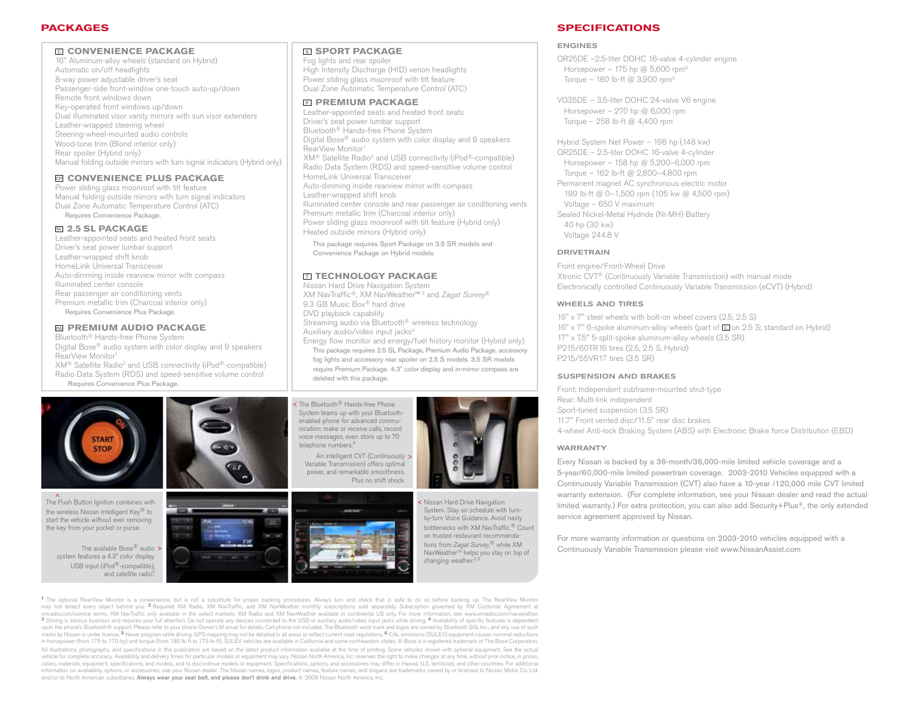## PACKAGES

### C CONVENIENCE PACKAGE

16" Aluminum-alloy wheels (standard on Hybrid)
Automatic on/off headlights
8-way power adjustable driver's seat
Passenger-side front-window one-touch auto-up/down
Remote front windows down
Key-operated front windows up/down
Dual illuminated visor vanity mirrors with sun visor extenders
Leather-wrapped steering wheel
Steering-wheel-mounted audio controls
Wood-tone trim (Blond interior only)
Rear spoiler (Hybrid only)
Manual folding outside mirrors with turn signal indicators (Hybrid only)

### CP CONVENIENCE PLUS PACKAGE

Power sliding glass moonroof with tilt feature
Manual folding outside mirrors with turn signal indicators
Dual Zone Automatic Temperature Control (ATC)

Requires Convenience Package.

### SL 2.5 SL PACKAGE

Leather-appointed seats and heated front seats
Driver's seat power lumbar support
Leather-wrapped shift knob
HomeLink Universal Transceiver
Auto-dimming inside rearview mirror with compass
Illuminated center console
Rear passenger air conditioning vents
Premium metallic trim (Charcoal interior only)

Requires Convenience Plus Package.

### PA PREMIUM AUDIO PACKAGE

Bluetooth® Hands-free Phone System
Digital Bose® audio system with color display and 9 speakers
RearView Monitor[1]
XM® Satellite Radio[2] and USB connectivity (iPod®-compatible)
Radio Data System (RDS) and speed-sensitive volume control

Requires Convenience Plus Package.

### S SPORT PACKAGE

Fog lights and rear spoiler
High Intensity Discharge (HID) xenon headlights
Power sliding glass moonroof with tilt feature
Dual Zone Automatic Temperature Control (ATC)

### P PREMIUM PACKAGE

Leather-appointed seats and heated front seats
Driver's seat power lumbar support
Bluetooth® Hands-free Phone System
Digital Bose® audio system with color display and 9 speakers
RearView Monitor[1]
XM® Satellite Radio[2] and USB connectivity (iPod®-compatible)
Radio Data System (RDS) and speed-sensitive volume control
HomeLink Universal Transceiver
Auto-dimming inside rearview mirror with compass
Leather-wrapped shift knob
Illuminated center console and rear passenger air conditioning vents
Premium metallic trim (Charcoal interior only)
Power sliding glass moonroof with tilt feature (Hybrid only)
Heated outside mirrors (Hybrid only)

This package requires Sport Package on 3.5 SR models and Convenience Package on Hybrid models.

### T TECHNOLOGY PACKAGE

Nissan Hard Drive Navigation System
XM NavTraffic®, XM NavWeather™ [2] and *Zagat Survey*®
9.3 GB Music Box® hard drive
DVD playback capability
Streaming audio via Bluetooth® wireless technology
Auxiliary audio/video input jacks[3]
Energy flow monitor and energy/fuel history monitor (Hybrid only)

This package requires 2.5 SL Package, Premium Audio Package, accessory fog lights and accessory rear spoiler on 2.5 S models. 3.5 SR models require Premium Package. 4.3" color display and in-mirror compass are deleted with this package.

The Push Button Ignition combines with the wireless Nissan Intelligent Key® to start the vehicle without ever removing the key from your pocket or purse.

The available Bose® audio system features a 4.3" color display, USB input (iPod®-compatible), and satellite radio[2].

The Bluetooth® Hands-free Phone System teams up with your Bluetooth-enabled phone for advanced communication: make or receive calls, record voice messages, even store up to 70 telephone numbers.[4]

An intelligent CVT (Continuously Variable Transmission) offers optimal power, and remarkable smoothness. Plus no shift shock.

Nissan Hard Drive Navigation System. Stay on schedule with turn-by-turn Voice Guidance. Avoid nasty bottlenecks with XM NavTraffic.® Count on trusted restaurant recommendations from *Zagat Survey*,® while XM NavWeather™ helps you stay on top of changing weather.[2,5]

## SPECIFICATIONS

### ENGINES

QR25DE –2.5-liter DOHC 16-valve 4-cylinder engine
Horsepower – 175 hp @ 5,600 rpm[6]
Torque – 180 lb-ft @ 3,900 rpm[6]

VQ35DE – 3.5-liter DOHC 24-valve V6 engine
Horsepower – 270 hp @ 6,000 rpm
Torque – 258 lb-ft @ 4,400 rpm

Hybrid System Net Power – 198 hp (148 kw)
QR25DE – 2.5-liter DOHC 16-valve 4-cylinder
Horsepower – 158 hp @ 5,200–6,000 rpm
Torque – 162 lb-ft @ 2,800–4,800 rpm
Permanent magnet AC synchronous electric motor
199 lb-ft @ 0–1,500 rpm (105 kw @ 4,500 rpm)
Voltage – 650 V maximum
Sealed Nickel-Metal Hydride (Ni-MH) Battery
40 hp (30 kw)
Voltage 244.8 V

### DRIVETRAIN

Front engine/Front-Wheel Drive
Xtronic CVT® (Continuously Variable Transmission) with manual mode
Electronically controlled Continuously Variable Transmission (eCVT) (Hybrid)

### WHEELS AND TIRES

16" x 7" steel wheels with bolt-on wheel covers (2.5, 2.5 S)
16" x 7" 6-spoke aluminum-alloy wheels (part of C on 2.5 S; standard on Hybrid)
17" x 7.5" 5-split-spoke aluminum-alloy wheels (3.5 SR)
P215/60TR16 tires (2.5, 2.5 S, Hybrid)
P215/55VR17 tires (3.5 SR)

### SUSPENSION AND BRAKES

Front: Independent subframe-mounted strut-type
Rear: Multi-link independent
Sport-tuned suspension (3.5 SR)
11.7" Front vented disc/11.5" rear disc brakes
4-wheel Anti-lock Braking System (ABS) with Electronic Brake force Distribution (EBD)

### WARRANTY

Every Nissan is backed by a 36-month/36,000-mile limited vehicle coverage and a 5-year/60,000-mile limited powertrain coverage. 2003-2010 Vehicles equipped with a Continuously Variable Transmission (CVT) also have a 10-year /120,000 mile CVT limited warranty extension. (For complete information, see your Nissan dealer and read the actual limited warranty.) For extra protection, you can also add Security+Plus®, the only extended service agreement approved by Nissan.

For more warranty information or questions on 2003-2010 vehicles equipped with a Continuously Variable Transmission please visit www.NissanAssist.com

[1] The optional RearView Monitor is a convenience, but is not a substitute for proper backing procedures. Always turn and check that is safe to do so before backing up. The RearView Monitor may not detect every object behind you. [2] Required XM Radio, XM NavTraffic, and XM NavWeather monthly subscriptions sold separately. Subscription governed by XM Customer Agreement at xmradio.com/service terms. XM NavTraffic only available in the select markets. XM Radio and XM NavWeather available in continental US only. For more information, see www.xmradio.com/navweather. [3] Driving is serious business and requires your full attention. Do not operate any devices connected to the USB or auxiliary audio/video input jacks while driving. [4] Availability of specific features is dependent upon the phone's Bluetooth® support. Please refer to your phone Owner's M anual for details. Cell phone not included. The Bluetooth word mark and logos are owned by Bluetooth SIG, Inc., and any use of such marks by Nissan is under license. [5] Never program while driving. GPS mapping may not be detailed in all areas or reflect current road regulations. [6] CAL emissions (SULEV) equipment causes nominal reductions in horsepower (from 175 to 170 hp) and torque (from 180 lb-ft to 175 lb-ft). SULEV vehicles are available in California and some northeastern states. ® Bose is a registered trademark of The Bose Corporation.

All illustrations, photographs, and specifications in this publication are based on the latest product information available at the time of printing. Some vehicles shown with optional equipment. See the actual vehicle for complete accuracy. Availability and delivery times for particular models or equipment may vary. Nissan North America, Inc. reserves the right to make changes at any time, without prior notice, in prices, colors, materials, equipment, specifications, and models, and to discontinue models or equipment. Specifications, options, and accessories may differ in Hawaii, U.S. territories, and other countries. For additional information on availability, options, or accessories, see your Nissan dealer. The Nissan names, logos, product names, feature names, and slogans are trademarks owned by or licensed to Nissan Motor Co. Ltd. and/or its North American subsidiaries. **Always wear your seat belt, and please don't drink and drive.** © 2009 Nissan North America, Inc.